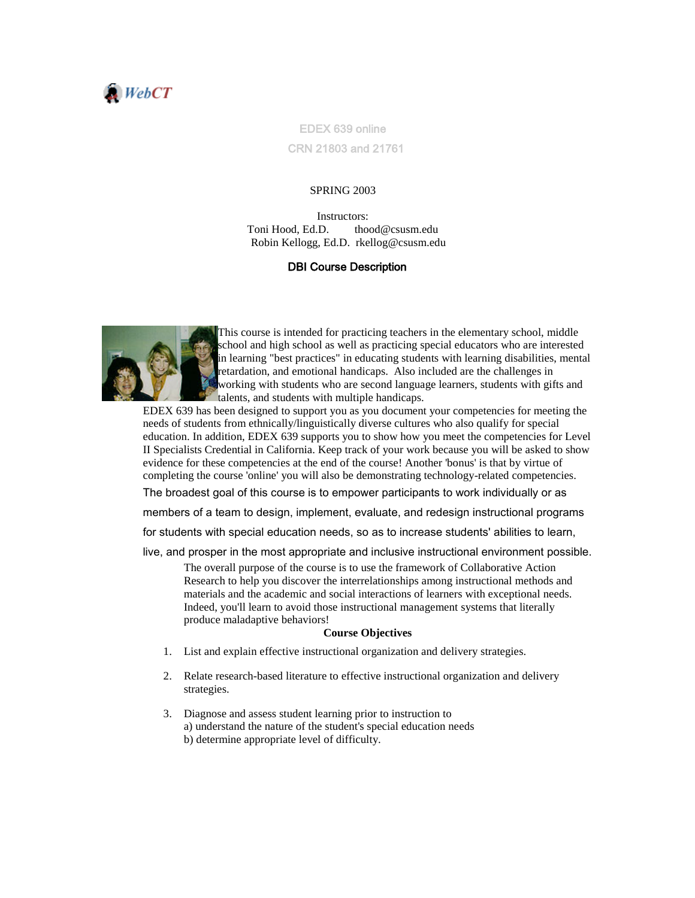WebCT

EDEX 639 online

CRN 21803 and 21761

SPRING 2003

Instructors:
Toni Hood, Ed.D. thood@csusm.edu
Robin Kellogg, Ed.D. rkellog@csusm.edu

## DBI Course Description

This course is intended for practicing teachers in the elementary school, middle school and high school as well as practicing special educators who are interested in learning "best practices" in educating students with learning disabilities, mental retardation, and emotional handicaps. Also included are the challenges in working with students who are second language learners, students with gifts and talents, and students with multiple handicaps.

EDEX 639 has been designed to support you as you document your competencies for meeting the needs of students from ethnically/linguistically diverse cultures who also qualify for special education. In addition, EDEX 639 supports you to show how you meet the competencies for Level II Specialists Credential in California. Keep track of your work because you will be asked to show evidence for these competencies at the end of the course! Another 'bonus' is that by virtue of completing the course 'online' you will also be demonstrating technology-related competencies.

The broadest goal of this course is to empower participants to work individually or as members of a team to design, implement, evaluate, and redesign instructional programs for students with special education needs, so as to increase students' abilities to learn, live, and prosper in the most appropriate and inclusive instructional environment possible.

The overall purpose of the course is to use the framework of Collaborative Action Research to help you discover the interrelationships among instructional methods and materials and the academic and social interactions of learners with exceptional needs. Indeed, you'll learn to avoid those instructional management systems that literally produce maladaptive behaviors!

**Course Objectives**

1. List and explain effective instructional organization and delivery strategies.
2. Relate research-based literature to effective instructional organization and delivery strategies.
3. Diagnose and assess student learning prior to instruction to
   a) understand the nature of the student's special education needs
   b) determine appropriate level of difficulty.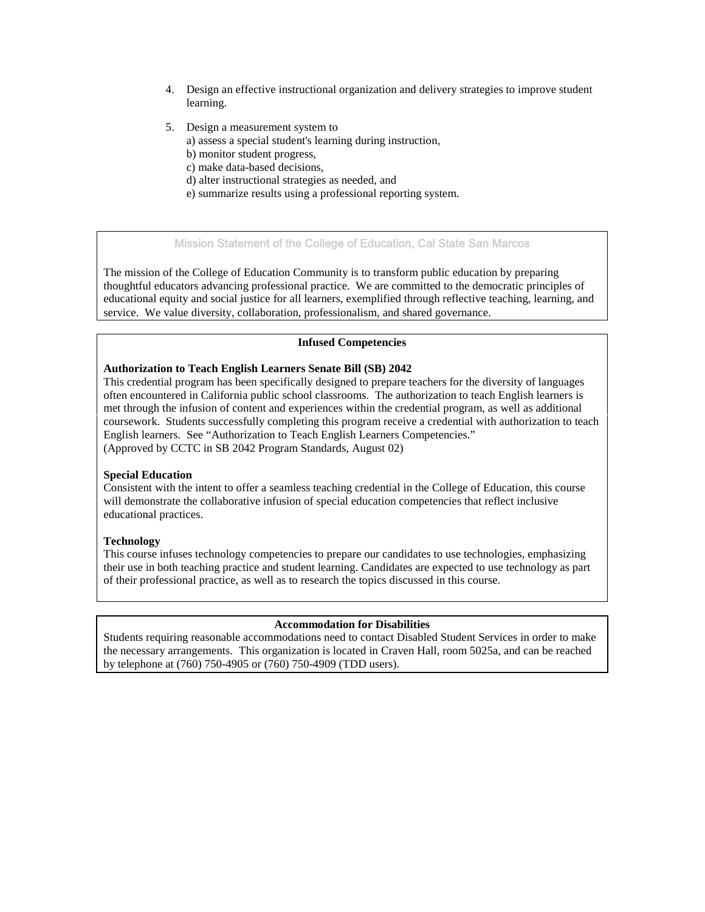4. Design an effective instructional organization and delivery strategies to improve student learning.

5. Design a measurement system to
   a) assess a special student's learning during instruction,
   b) monitor student progress,
   c) make data-based decisions,
   d) alter instructional strategies as needed, and
   e) summarize results using a professional reporting system.

### Mission Statement of the College of Education, Cal State San Marcos

The mission of the College of Education Community is to transform public education by preparing thoughtful educators advancing professional practice. We are committed to the democratic principles of educational equity and social justice for all learners, exemplified through reflective teaching, learning, and service. We value diversity, collaboration, professionalism, and shared governance.

### Infused Competencies

**Authorization to Teach English Learners Senate Bill (SB) 2042**
This credential program has been specifically designed to prepare teachers for the diversity of languages often encountered in California public school classrooms. The authorization to teach English learners is met through the infusion of content and experiences within the credential program, as well as additional coursework. Students successfully completing this program receive a credential with authorization to teach English learners. See "Authorization to Teach English Learners Competencies."
(Approved by CCTC in SB 2042 Program Standards, August 02)

**Special Education**
Consistent with the intent to offer a seamless teaching credential in the College of Education, this course will demonstrate the collaborative infusion of special education competencies that reflect inclusive educational practices.

**Technology**
This course infuses technology competencies to prepare our candidates to use technologies, emphasizing their use in both teaching practice and student learning. Candidates are expected to use technology as part of their professional practice, as well as to research the topics discussed in this course.

### Accommodation for Disabilities

Students requiring reasonable accommodations need to contact Disabled Student Services in order to make the necessary arrangements. This organization is located in Craven Hall, room 5025a, and can be reached by telephone at (760) 750-4905 or (760) 750-4909 (TDD users).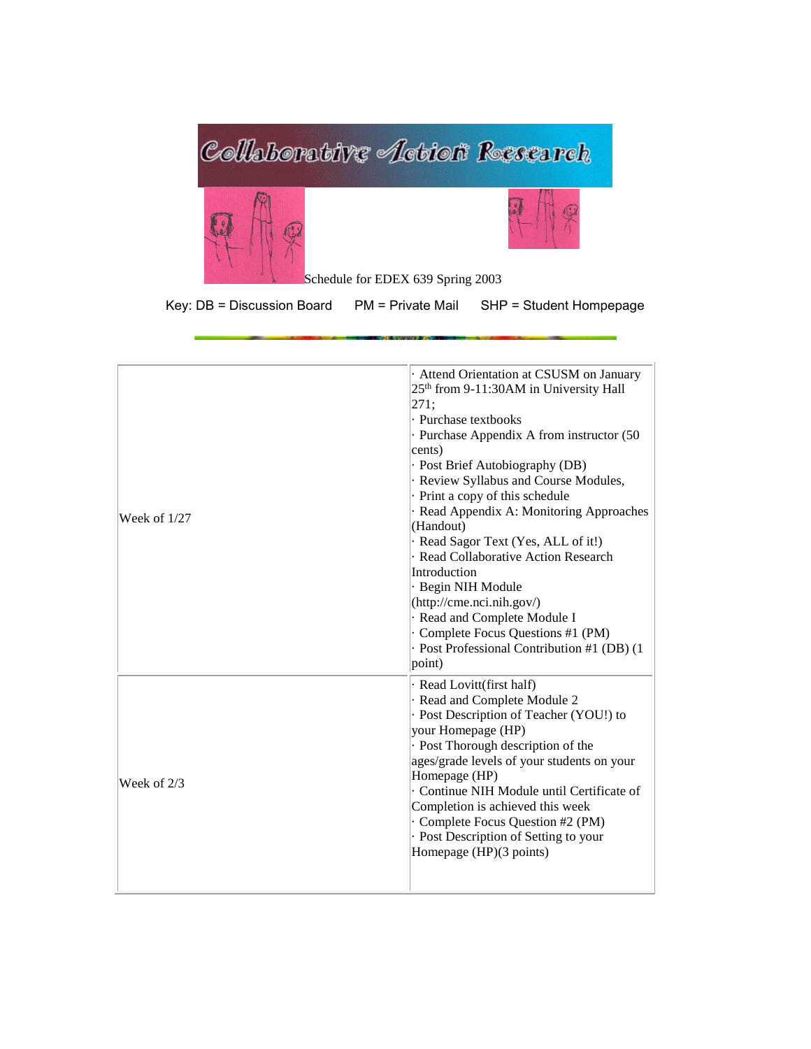# Collaborative Action Research

Schedule for EDEX 639 Spring 2003

Key: DB = Discussion Board PM = Private Mail SHP = Student Hompepage

| | |
|---|---|
| Week of 1/27 | · Attend Orientation at CSUSM on January 25th from 9-11:30AM in University Hall 271;<br>· Purchase textbooks<br>· Purchase Appendix A from instructor (50 cents)<br>· Post Brief Autobiography (DB)<br>· Review Syllabus and Course Modules,<br>· Print a copy of this schedule<br>· Read Appendix A: Monitoring Approaches (Handout)<br>· Read Sagor Text (Yes, ALL of it!)<br>· Read Collaborative Action Research Introduction<br>· Begin NIH Module (http://cme.nci.nih.gov/)<br>· Read and Complete Module I<br>· Complete Focus Questions #1 (PM)<br>· Post Professional Contribution #1 (DB) (1 point) |
| Week of 2/3 | · Read Lovitt(first half)<br>· Read and Complete Module 2<br>· Post Description of Teacher (YOU!) to your Homepage (HP)<br>· Post Thorough description of the ages/grade levels of your students on your Homepage (HP)<br>· Continue NIH Module until Certificate of Completion is achieved this week<br>· Complete Focus Question #2 (PM)<br>· Post Description of Setting to your Homepage (HP)(3 points) |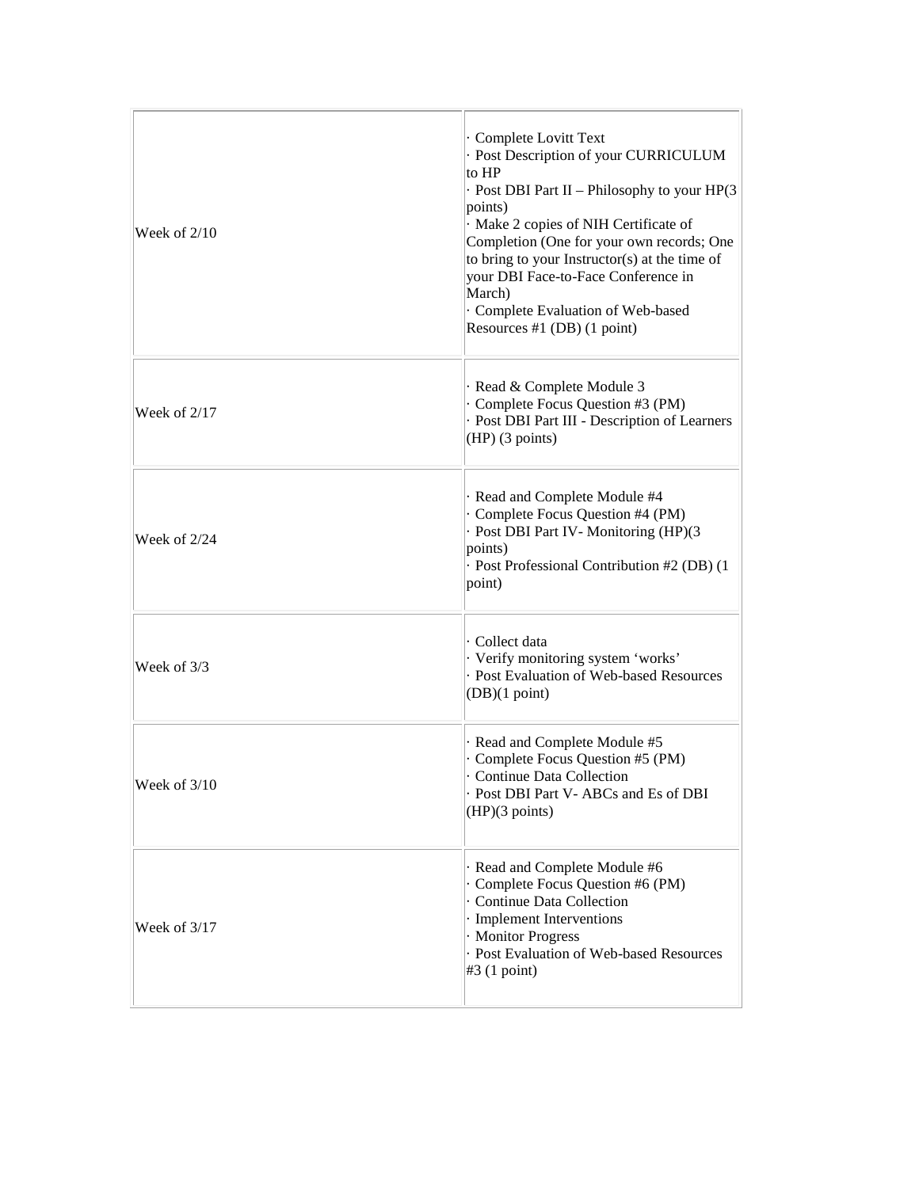| | |
|---|---|
| Week of 2/10 | · Complete Lovitt Text<br>· Post Description of your CURRICULUM to HP<br>· Post DBI Part II – Philosophy to your HP(3 points)<br>· Make 2 copies of NIH Certificate of Completion (One for your own records; One to bring to your Instructor(s) at the time of your DBI Face-to-Face Conference in March)<br>· Complete Evaluation of Web-based Resources #1 (DB) (1 point) |
| Week of 2/17 | · Read & Complete Module 3<br>· Complete Focus Question #3 (PM)<br>· Post DBI Part III - Description of Learners (HP) (3 points) |
| Week of 2/24 | · Read and Complete Module #4<br>· Complete Focus Question #4 (PM)<br>· Post DBI Part IV- Monitoring (HP)(3 points)<br>· Post Professional Contribution #2 (DB) (1 point) |
| Week of 3/3 | · Collect data<br>· Verify monitoring system 'works'<br>· Post Evaluation of Web-based Resources (DB)(1 point) |
| Week of 3/10 | · Read and Complete Module #5<br>· Complete Focus Question #5 (PM)<br>· Continue Data Collection<br>· Post DBI Part V- ABCs and Es of DBI (HP)(3 points) |
| Week of 3/17 | · Read and Complete Module #6<br>· Complete Focus Question #6 (PM)<br>· Continue Data Collection<br>· Implement Interventions<br>· Monitor Progress<br>· Post Evaluation of Web-based Resources #3 (1 point) |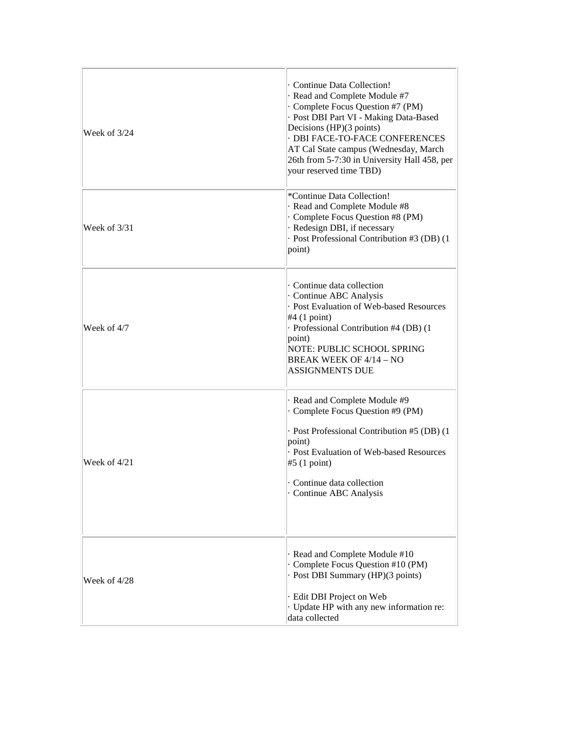| | |
|---|---|
| Week of 3/24 | · Continue Data Collection!<br>· Read and Complete Module #7<br>· Complete Focus Question #7 (PM)<br>· Post DBI Part VI - Making Data-Based Decisions (HP)(3 points)<br>· DBI FACE-TO-FACE CONFERENCES AT Cal State campus (Wednesday, March 26th from 5-7:30 in University Hall 458, per your reserved time TBD) |
| Week of 3/31 | *Continue Data Collection!<br>· Read and Complete Module #8<br>· Complete Focus Question #8 (PM)<br>· Redesign DBI, if necessary<br>· Post Professional Contribution #3 (DB) (1 point) |
| Week of 4/7 | · Continue data collection<br>· Continue ABC Analysis<br>· Post Evaluation of Web-based Resources #4 (1 point)<br>· Professional Contribution #4 (DB) (1 point)<br>NOTE: PUBLIC SCHOOL SPRING BREAK WEEK OF 4/14 – NO ASSIGNMENTS DUE |
| Week of 4/21 | · Read and Complete Module #9<br>· Complete Focus Question #9 (PM)<br><br>· Post Professional Contribution #5 (DB) (1 point)<br>· Post Evaluation of Web-based Resources #5 (1 point)<br><br>· Continue data collection<br>· Continue ABC Analysis |
| Week of 4/28 | · Read and Complete Module #10<br>· Complete Focus Question #10 (PM)<br>· Post DBI Summary (HP)(3 points)<br><br>· Edit DBI Project on Web<br>· Update HP with any new information re: data collected |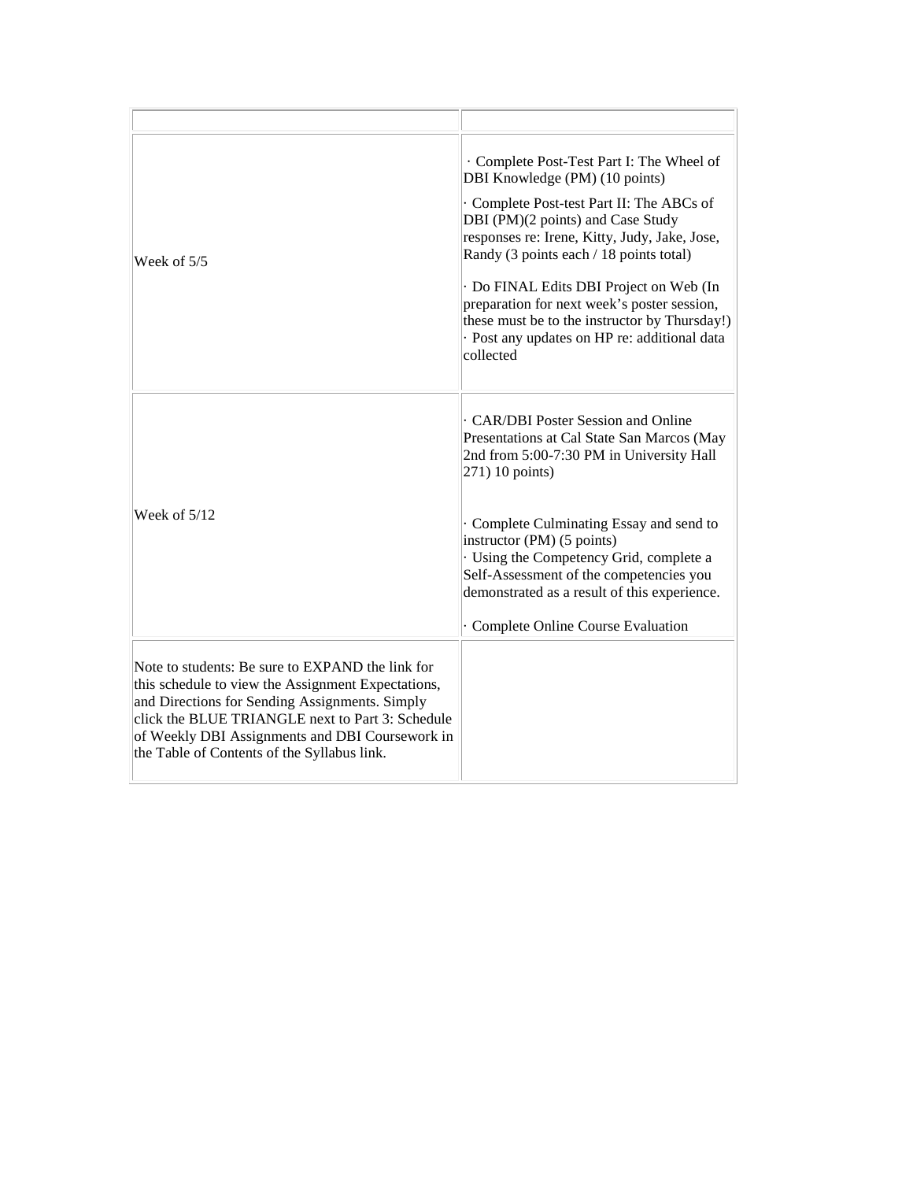| | |
|---|---|
| Week of 5/5 | · Complete Post-Test Part I: The Wheel of DBI Knowledge (PM) (10 points)<br><br>· Complete Post-test Part II: The ABCs of DBI (PM)(2 points) and Case Study responses re: Irene, Kitty, Judy, Jake, Jose, Randy (3 points each / 18 points total)<br><br>· Do FINAL Edits DBI Project on Web (In preparation for next week's poster session, these must be to the instructor by Thursday!)<br>· Post any updates on HP re: additional data collected |
| Week of 5/12 | · CAR/DBI Poster Session and Online Presentations at Cal State San Marcos (May 2nd from 5:00-7:30 PM in University Hall 271) 10 points)<br><br>· Complete Culminating Essay and send to instructor (PM) (5 points)<br>· Using the Competency Grid, complete a Self-Assessment of the competencies you demonstrated as a result of this experience.<br><br>· Complete Online Course Evaluation |
| Note to students: Be sure to EXPAND the link for this schedule to view the Assignment Expectations, and Directions for Sending Assignments. Simply click the BLUE TRIANGLE next to Part 3: Schedule of Weekly DBI Assignments and DBI Coursework in the Table of Contents of the Syllabus link. | |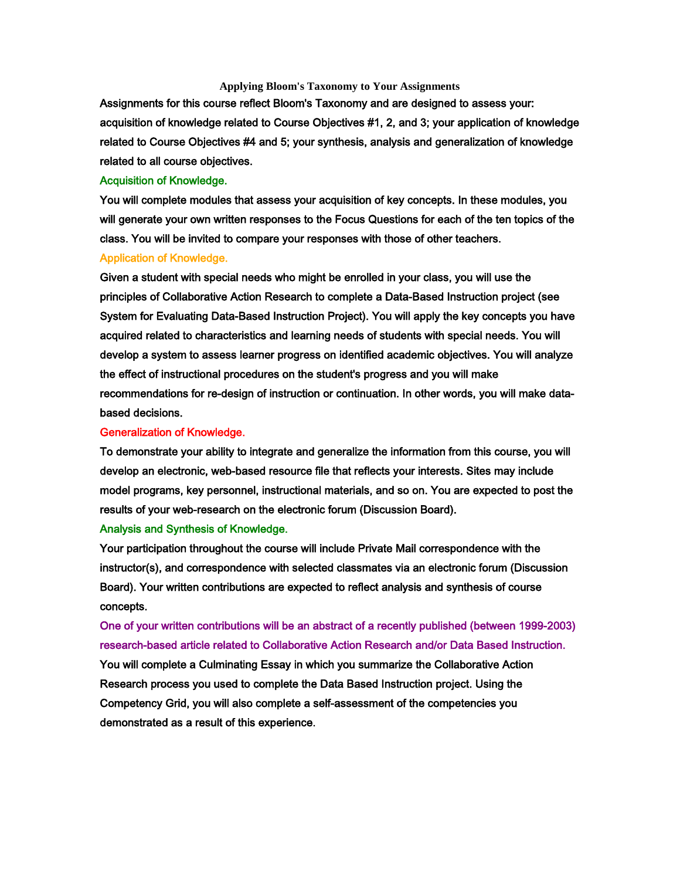## Applying Bloom's Taxonomy to Your Assignments

Assignments for this course reflect Bloom's Taxonomy and are designed to assess your: acquisition of knowledge related to Course Objectives #1, 2, and 3; your application of knowledge related to Course Objectives #4 and 5; your synthesis, analysis and generalization of knowledge related to all course objectives.

### Acquisition of Knowledge.

You will complete modules that assess your acquisition of key concepts. In these modules, you will generate your own written responses to the Focus Questions for each of the ten topics of the class. You will be invited to compare your responses with those of other teachers.

### Application of Knowledge.

Given a student with special needs who might be enrolled in your class, you will use the principles of Collaborative Action Research to complete a Data-Based Instruction project (see System for Evaluating Data-Based Instruction Project). You will apply the key concepts you have acquired related to characteristics and learning needs of students with special needs. You will develop a system to assess learner progress on identified academic objectives. You will analyze the effect of instructional procedures on the student's progress and you will make recommendations for re-design of instruction or continuation. In other words, you will make data-based decisions.

### Generalization of Knowledge.

To demonstrate your ability to integrate and generalize the information from this course, you will develop an electronic, web-based resource file that reflects your interests. Sites may include model programs, key personnel, instructional materials, and so on. You are expected to post the results of your web-research on the electronic forum (Discussion Board).

### Analysis and Synthesis of Knowledge.

Your participation throughout the course will include Private Mail correspondence with the instructor(s), and correspondence with selected classmates via an electronic forum (Discussion Board). Your written contributions are expected to reflect analysis and synthesis of course concepts.

One of your written contributions will be an abstract of a recently published (between 1999-2003) research-based article related to Collaborative Action Research and/or Data Based Instruction.

You will complete a Culminating Essay in which you summarize the Collaborative Action Research process you used to complete the Data Based Instruction project. Using the Competency Grid, you will also complete a self-assessment of the competencies you demonstrated as a result of this experience.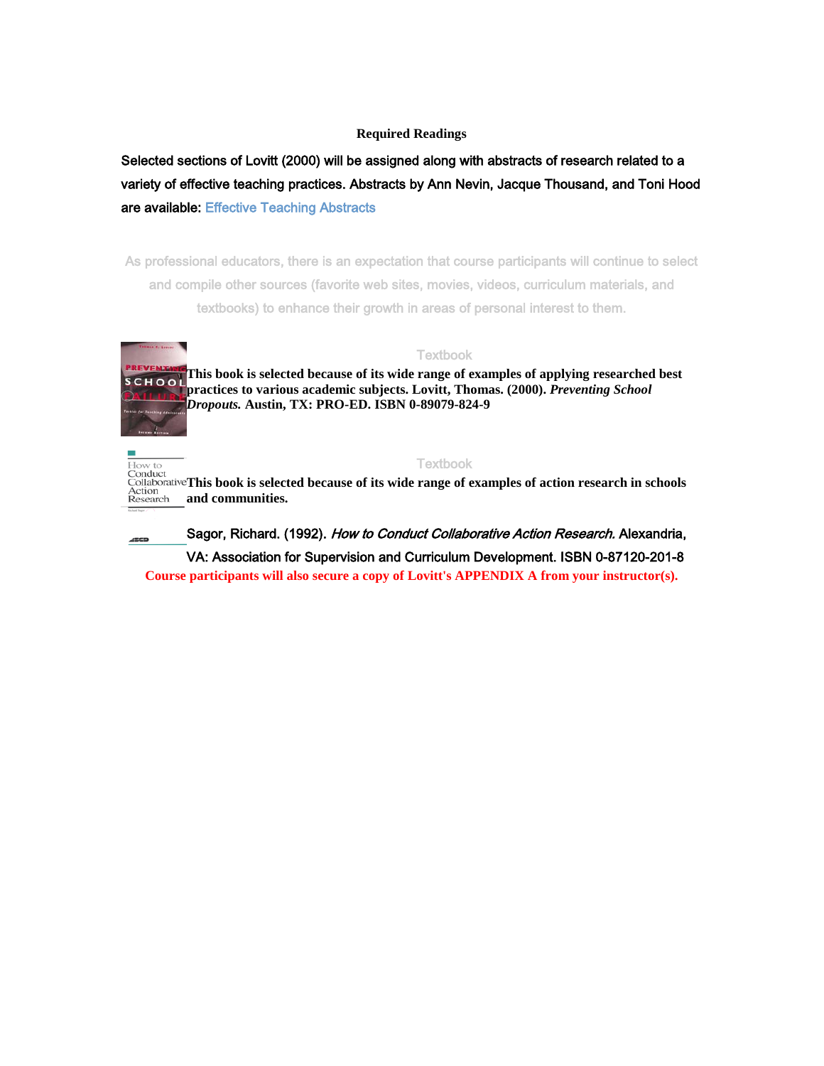## Required Readings

Selected sections of Lovitt (2000) will be assigned along with abstracts of research related to a variety of effective teaching practices. Abstracts by Ann Nevin, Jacque Thousand, and Toni Hood are available: Effective Teaching Abstracts

As professional educators, there is an expectation that course participants will continue to select and compile other sources (favorite web sites, movies, videos, curriculum materials, and textbooks) to enhance their growth in areas of personal interest to them.

### Textbook

**This book is selected because of its wide range of examples of applying researched best practices to various academic subjects. Lovitt, Thomas. (2000). *Preventing School Dropouts.* Austin, TX: PRO-ED. ISBN 0-89079-824-9**

### Textbook

**This book is selected because of its wide range of examples of action research in schools and communities.**

Sagor, Richard. (1992). *How to Conduct Collaborative Action Research.* Alexandria, VA: Association for Supervision and Curriculum Development. ISBN 0-87120-201-8

**Course participants will also secure a copy of Lovitt's APPENDIX A from your instructor(s).**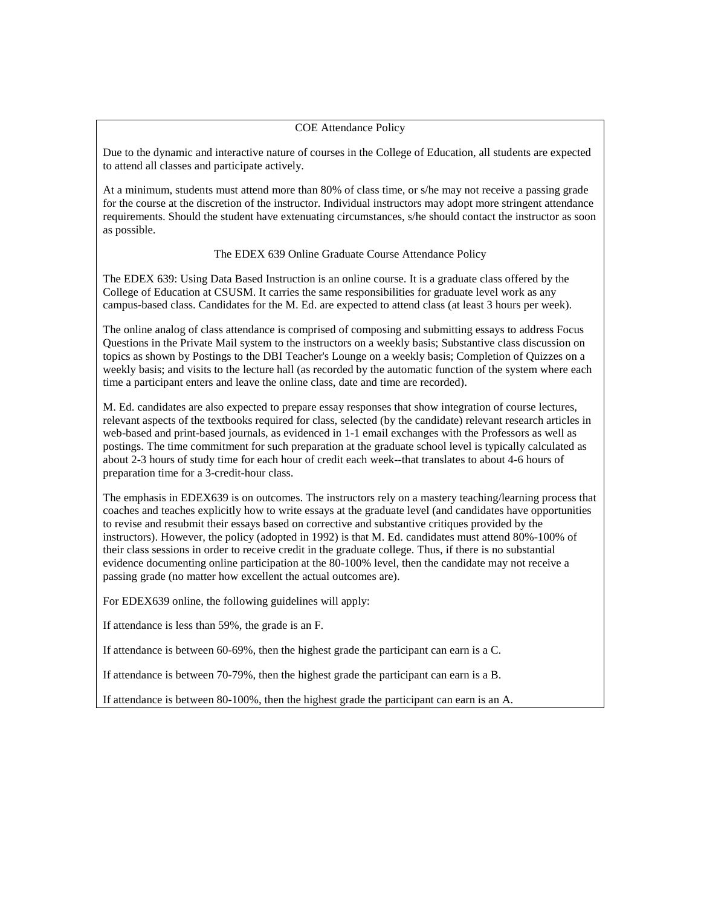## COE Attendance Policy

Due to the dynamic and interactive nature of courses in the College of Education, all students are expected to attend all classes and participate actively.

At a minimum, students must attend more than 80% of class time, or s/he may not receive a passing grade for the course at the discretion of the instructor. Individual instructors may adopt more stringent attendance requirements. Should the student have extenuating circumstances, s/he should contact the instructor as soon as possible.

## The EDEX 639 Online Graduate Course Attendance Policy

The EDEX 639: Using Data Based Instruction is an online course. It is a graduate class offered by the College of Education at CSUSM. It carries the same responsibilities for graduate level work as any campus-based class. Candidates for the M. Ed. are expected to attend class (at least 3 hours per week).

The online analog of class attendance is comprised of composing and submitting essays to address Focus Questions in the Private Mail system to the instructors on a weekly basis; Substantive class discussion on topics as shown by Postings to the DBI Teacher's Lounge on a weekly basis; Completion of Quizzes on a weekly basis; and visits to the lecture hall (as recorded by the automatic function of the system where each time a participant enters and leave the online class, date and time are recorded).

M. Ed. candidates are also expected to prepare essay responses that show integration of course lectures, relevant aspects of the textbooks required for class, selected (by the candidate) relevant research articles in web-based and print-based journals, as evidenced in 1-1 email exchanges with the Professors as well as postings. The time commitment for such preparation at the graduate school level is typically calculated as about 2-3 hours of study time for each hour of credit each week--that translates to about 4-6 hours of preparation time for a 3-credit-hour class.

The emphasis in EDEX639 is on outcomes. The instructors rely on a mastery teaching/learning process that coaches and teaches explicitly how to write essays at the graduate level (and candidates have opportunities to revise and resubmit their essays based on corrective and substantive critiques provided by the instructors). However, the policy (adopted in 1992) is that M. Ed. candidates must attend 80%-100% of their class sessions in order to receive credit in the graduate college. Thus, if there is no substantial evidence documenting online participation at the 80-100% level, then the candidate may not receive a passing grade (no matter how excellent the actual outcomes are).

For EDEX639 online, the following guidelines will apply:

If attendance is less than 59%, the grade is an F.

If attendance is between 60-69%, then the highest grade the participant can earn is a C.

If attendance is between 70-79%, then the highest grade the participant can earn is a B.

If attendance is between 80-100%, then the highest grade the participant can earn is an A.